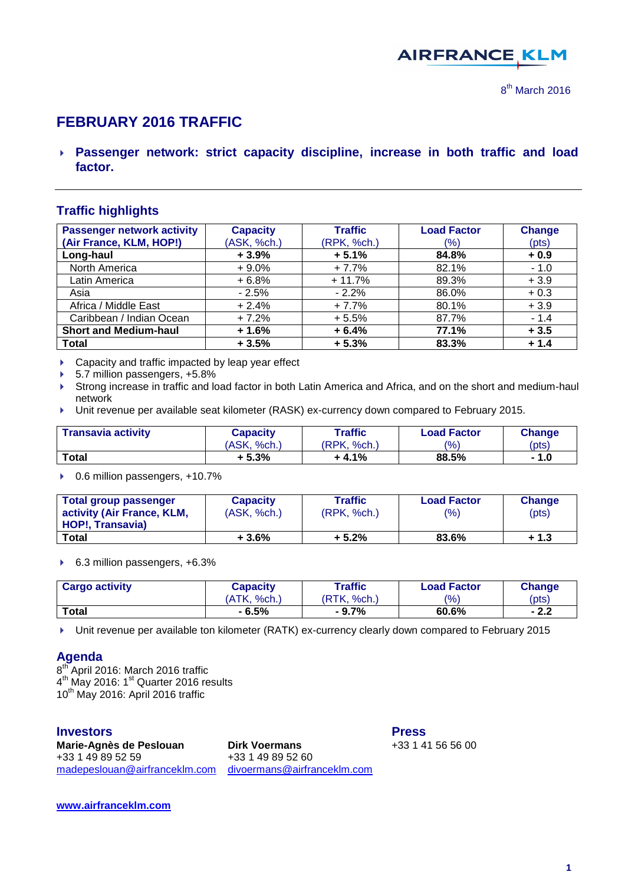AIRFRANCE KLM

8th March 2016

# FEBRUARY 2016 TRAFFIC

- **Passenger network: strict capacity discipline, increase in both traffic and load factor.**

## Traffic highlights

| Passenger network activity (Air France, KLM, HOP!) | Capacity (ASK, %ch.) | Traffic (RPK, %ch.) | Load Factor (%) | Change (pts) |
|---|---|---|---|---|
| **Long-haul** | **+ 3.9%** | **+ 5.1%** | **84.8%** | **+ 0.9** |
| North America | + 9.0% | + 7.7% | 82.1% | - 1.0 |
| Latin America | + 6.8% | + 11.7% | 89.3% | + 3.9 |
| Asia | - 2.5% | - 2.2% | 86.0% | + 0.3 |
| Africa / Middle East | + 2.4% | + 7.7% | 80.1% | + 3.9 |
| Caribbean / Indian Ocean | + 7.2% | + 5.5% | 87.7% | - 1.4 |
| **Short and Medium-haul** | **+ 1.6%** | **+ 6.4%** | **77.1%** | **+ 3.5** |
| **Total** | **+ 3.5%** | **+ 5.3%** | **83.3%** | **+ 1.4** |

- Capacity and traffic impacted by leap year effect
- 5.7 million passengers, +5.8%
- Strong increase in traffic and load factor in both Latin America and Africa, and on the short and medium-haul network
- Unit revenue per available seat kilometer (RASK) ex-currency down compared to February 2015.

| Transavia activity | Capacity (ASK, %ch.) | Traffic (RPK, %ch.) | Load Factor (%) | Change (pts) |
|---|---|---|---|---|
| **Total** | **+ 5.3%** | **+ 4.1%** | **88.5%** | **- 1.0** |

- 0.6 million passengers, +10.7%

| Total group passenger activity (Air France, KLM, HOP!, Transavia) | Capacity (ASK, %ch.) | Traffic (RPK, %ch.) | Load Factor (%) | Change (pts) |
|---|---|---|---|---|
| **Total** | **+ 3.6%** | **+ 5.2%** | **83.6%** | **+ 1.3** |

- 6.3 million passengers, +6.3%

| Cargo activity | Capacity (ATK, %ch.) | Traffic (RTK, %ch.) | Load Factor (%) | Change (pts) |
|---|---|---|---|---|
| **Total** | **- 6.5%** | **- 9.7%** | **60.6%** | **- 2.2** |

- Unit revenue per available ton kilometer (RATK) ex-currency clearly down compared to February 2015

## Agenda

8th April 2016: March 2016 traffic
4th May 2016: 1st Quarter 2016 results
10th May 2016: April 2016 traffic

## Investors

**Marie-Agnès de Peslouan**
+33 1 49 89 52 59
madepeslouan@airfranceklm.com

**Dirk Voermans**
+33 1 49 89 52 60
divoermans@airfranceklm.com

## Press

+33 1 41 56 56 00

**www.airfranceklm.com**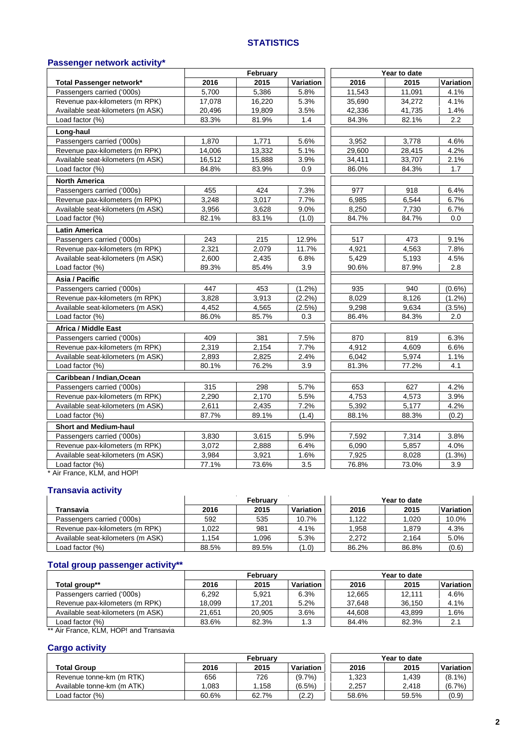## STATISTICS

### Passenger network activity*

| | February | | | Year to date | | |
|---|---|---|---|---|---|---|
| **Total Passenger network*** | **2016** | **2015** | **Variation** | **2016** | **2015** | **Variation** |
| Passengers carried ('000s) | 5,700 | 5,386 | 5.8% | 11,543 | 11,091 | 4.1% |
| Revenue pax-kilometers (m RPK) | 17,078 | 16,220 | 5.3% | 35,690 | 34,272 | 4.1% |
| Available seat-kilometers (m ASK) | 20,496 | 19,809 | 3.5% | 42,336 | 41,735 | 1.4% |
| Load factor (%) | 83.3% | 81.9% | 1.4 | 84.3% | 82.1% | 2.2 |
| **Long-haul** | | | | | | |
| Passengers carried ('000s) | 1,870 | 1,771 | 5.6% | 3,952 | 3,778 | 4.6% |
| Revenue pax-kilometers (m RPK) | 14,006 | 13,332 | 5.1% | 29,600 | 28,415 | 4.2% |
| Available seat-kilometers (m ASK) | 16,512 | 15,888 | 3.9% | 34,411 | 33,707 | 2.1% |
| Load factor (%) | 84.8% | 83.9% | 0.9 | 86.0% | 84.3% | 1.7 |
| **North America** | | | | | | |
| Passengers carried ('000s) | 455 | 424 | 7.3% | 977 | 918 | 6.4% |
| Revenue pax-kilometers (m RPK) | 3,248 | 3,017 | 7.7% | 6,985 | 6,544 | 6.7% |
| Available seat-kilometers (m ASK) | 3,956 | 3,628 | 9.0% | 8,250 | 7,730 | 6.7% |
| Load factor (%) | 82.1% | 83.1% | (1.0) | 84.7% | 84.7% | 0.0 |
| **Latin America** | | | | | | |
| Passengers carried ('000s) | 243 | 215 | 12.9% | 517 | 473 | 9.1% |
| Revenue pax-kilometers (m RPK) | 2,321 | 2,079 | 11.7% | 4,921 | 4,563 | 7.8% |
| Available seat-kilometers (m ASK) | 2,600 | 2,435 | 6.8% | 5,429 | 5,193 | 4.5% |
| Load factor (%) | 89.3% | 85.4% | 3.9 | 90.6% | 87.9% | 2.8 |
| **Asia / Pacific** | | | | | | |
| Passengers carried ('000s) | 447 | 453 | (1.2%) | 935 | 940 | (0.6%) |
| Revenue pax-kilometers (m RPK) | 3,828 | 3,913 | (2.2%) | 8,029 | 8,126 | (1.2%) |
| Available seat-kilometers (m ASK) | 4,452 | 4,565 | (2.5%) | 9,298 | 9,634 | (3.5%) |
| Load factor (%) | 86.0% | 85.7% | 0.3 | 86.4% | 84.3% | 2.0 |
| **Africa / Middle East** | | | | | | |
| Passengers carried ('000s) | 409 | 381 | 7.5% | 870 | 819 | 6.3% |
| Revenue pax-kilometers (m RPK) | 2,319 | 2,154 | 7.7% | 4,912 | 4,609 | 6.6% |
| Available seat-kilometers (m ASK) | 2,893 | 2,825 | 2.4% | 6,042 | 5,974 | 1.1% |
| Load factor (%) | 80.1% | 76.2% | 3.9 | 81.3% | 77.2% | 4.1 |
| **Caribbean / Indian,Ocean** | | | | | | |
| Passengers carried ('000s) | 315 | 298 | 5.7% | 653 | 627 | 4.2% |
| Revenue pax-kilometers (m RPK) | 2,290 | 2,170 | 5.5% | 4,753 | 4,573 | 3.9% |
| Available seat-kilometers (m ASK) | 2,611 | 2,435 | 7.2% | 5,392 | 5,177 | 4.2% |
| Load factor (%) | 87.7% | 89.1% | (1.4) | 88.1% | 88.3% | (0.2) |
| **Short and Medium-haul** | | | | | | |
| Passengers carried ('000s) | 3,830 | 3,615 | 5.9% | 7,592 | 7,314 | 3.8% |
| Revenue pax-kilometers (m RPK) | 3,072 | 2,888 | 6.4% | 6,090 | 5,857 | 4.0% |
| Available seat-kilometers (m ASK) | 3,984 | 3,921 | 1.6% | 7,925 | 8,028 | (1.3%) |
| Load factor (%) | 77.1% | 73.6% | 3.5 | 76.8% | 73.0% | 3.9 |

* Air France, KLM, and HOP!

### Transavia activity

| | February | | | Year to date | | |
|---|---|---|---|---|---|---|
| **Transavia** | **2016** | **2015** | **Variation** | **2016** | **2015** | **Variation** |
| Passengers carried ('000s) | 592 | 535 | 10.7% | 1,122 | 1,020 | 10.0% |
| Revenue pax-kilometers (m RPK) | 1,022 | 981 | 4.1% | 1,958 | 1,879 | 4.3% |
| Available seat-kilometers (m ASK) | 1,154 | 1,096 | 5.3% | 2,272 | 2,164 | 5.0% |
| Load factor (%) | 88.5% | 89.5% | (1.0) | 86.2% | 86.8% | (0.6) |

### Total group passenger activity**

| | February | | | Year to date | | |
|---|---|---|---|---|---|---|
| **Total group**** | **2016** | **2015** | **Variation** | **2016** | **2015** | **Variation** |
| Passengers carried ('000s) | 6,292 | 5,921 | 6.3% | 12,665 | 12,111 | 4.6% |
| Revenue pax-kilometers (m RPK) | 18,099 | 17,201 | 5.2% | 37,648 | 36,150 | 4.1% |
| Available seat-kilometers (m ASK) | 21,651 | 20,905 | 3.6% | 44,608 | 43,899 | 1.6% |
| Load factor (%) | 83.6% | 82.3% | 1.3 | 84.4% | 82.3% | 2.1 |

** Air France, KLM, HOP! and Transavia

### Cargo activity

| | February | | | Year to date | | |
|---|---|---|---|---|---|---|
| **Total Group** | **2016** | **2015** | **Variation** | **2016** | **2015** | **Variation** |
| Revenue tonne-km (m RTK) | 656 | 726 | (9.7%) | 1,323 | 1,439 | (8.1%) |
| Available tonne-km (m ATK) | 1,083 | 1,158 | (6.5%) | 2,257 | 2,418 | (6.7%) |
| Load factor (%) | 60.6% | 62.7% | (2.2) | 58.6% | 59.5% | (0.9) |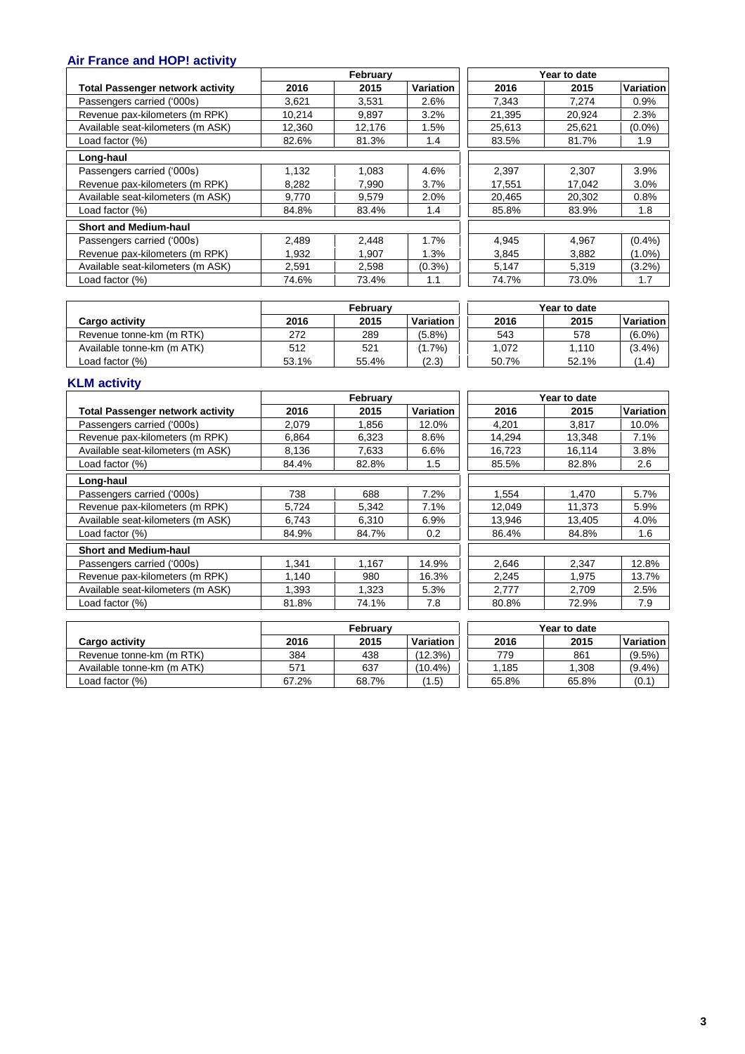## Air France and HOP! activity

| | February | | | Year to date | | |
|---|---|---|---|---|---|---|
| **Total Passenger network activity** | **2016** | **2015** | **Variation** | **2016** | **2015** | **Variation** |
| Passengers carried ('000s) | 3,621 | 3,531 | 2.6% | 7,343 | 7,274 | 0.9% |
| Revenue pax-kilometers (m RPK) | 10,214 | 9,897 | 3.2% | 21,395 | 20,924 | 2.3% |
| Available seat-kilometers (m ASK) | 12,360 | 12,176 | 1.5% | 25,613 | 25,621 | (0.0%) |
| Load factor (%) | 82.6% | 81.3% | 1.4 | 83.5% | 81.7% | 1.9 |
| **Long-haul** | | | | | | |
| Passengers carried ('000s) | 1,132 | 1,083 | 4.6% | 2,397 | 2,307 | 3.9% |
| Revenue pax-kilometers (m RPK) | 8,282 | 7,990 | 3.7% | 17,551 | 17,042 | 3.0% |
| Available seat-kilometers (m ASK) | 9,770 | 9,579 | 2.0% | 20,465 | 20,302 | 0.8% |
| Load factor (%) | 84.8% | 83.4% | 1.4 | 85.8% | 83.9% | 1.8 |
| **Short and Medium-haul** | | | | | | |
| Passengers carried ('000s) | 2,489 | 2,448 | 1.7% | 4,945 | 4,967 | (0.4%) |
| Revenue pax-kilometers (m RPK) | 1,932 | 1,907 | 1.3% | 3,845 | 3,882 | (1.0%) |
| Available seat-kilometers (m ASK) | 2,591 | 2,598 | (0.3%) | 5,147 | 5,319 | (3.2%) |
| Load factor (%) | 74.6% | 73.4% | 1.1 | 74.7% | 73.0% | 1.7 |

| | February | | | Year to date | | |
|---|---|---|---|---|---|---|
| **Cargo activity** | **2016** | **2015** | **Variation** | **2016** | **2015** | **Variation** |
| Revenue tonne-km (m RTK) | 272 | 289 | (5.8%) | 543 | 578 | (6.0%) |
| Available tonne-km (m ATK) | 512 | 521 | (1.7%) | 1,072 | 1,110 | (3.4%) |
| Load factor (%) | 53.1% | 55.4% | (2.3) | 50.7% | 52.1% | (1.4) |

## KLM activity

| | February | | | Year to date | | |
|---|---|---|---|---|---|---|
| **Total Passenger network activity** | **2016** | **2015** | **Variation** | **2016** | **2015** | **Variation** |
| Passengers carried ('000s) | 2,079 | 1,856 | 12.0% | 4,201 | 3,817 | 10.0% |
| Revenue pax-kilometers (m RPK) | 6,864 | 6,323 | 8.6% | 14,294 | 13,348 | 7.1% |
| Available seat-kilometers (m ASK) | 8,136 | 7,633 | 6.6% | 16,723 | 16,114 | 3.8% |
| Load factor (%) | 84.4% | 82.8% | 1.5 | 85.5% | 82.8% | 2.6 |
| **Long-haul** | | | | | | |
| Passengers carried ('000s) | 738 | 688 | 7.2% | 1,554 | 1,470 | 5.7% |
| Revenue pax-kilometers (m RPK) | 5,724 | 5,342 | 7.1% | 12,049 | 11,373 | 5.9% |
| Available seat-kilometers (m ASK) | 6,743 | 6,310 | 6.9% | 13,946 | 13,405 | 4.0% |
| Load factor (%) | 84.9% | 84.7% | 0.2 | 86.4% | 84.8% | 1.6 |
| **Short and Medium-haul** | | | | | | |
| Passengers carried ('000s) | 1,341 | 1,167 | 14.9% | 2,646 | 2,347 | 12.8% |
| Revenue pax-kilometers (m RPK) | 1,140 | 980 | 16.3% | 2,245 | 1,975 | 13.7% |
| Available seat-kilometers (m ASK) | 1,393 | 1,323 | 5.3% | 2,777 | 2,709 | 2.5% |
| Load factor (%) | 81.8% | 74.1% | 7.8 | 80.8% | 72.9% | 7.9 |

| | February | | | Year to date | | |
|---|---|---|---|---|---|---|
| **Cargo activity** | **2016** | **2015** | **Variation** | **2016** | **2015** | **Variation** |
| Revenue tonne-km (m RTK) | 384 | 438 | (12.3%) | 779 | 861 | (9.5%) |
| Available tonne-km (m ATK) | 571 | 637 | (10.4%) | 1,185 | 1,308 | (9.4%) |
| Load factor (%) | 67.2% | 68.7% | (1.5) | 65.8% | 65.8% | (0.1) |